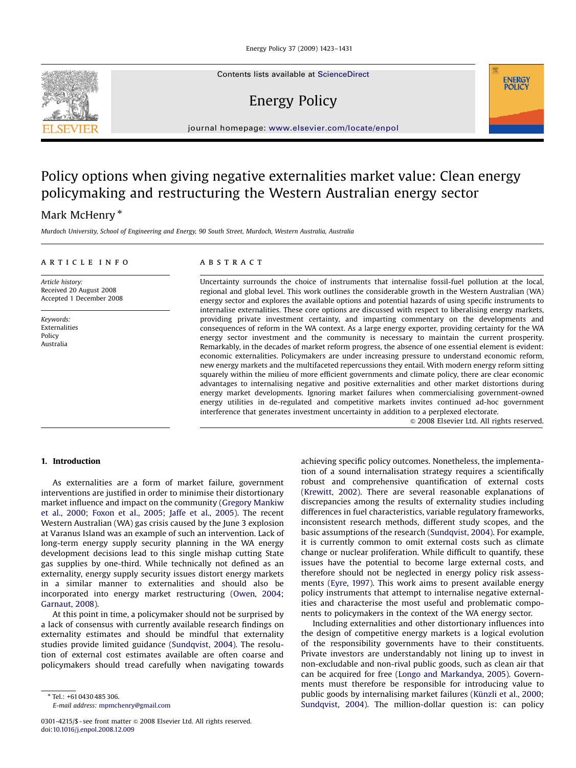# Policy options when giving negative externalities market value: Clean energy policymaking and restructuring the Western Australian energy sector

Mark McHenry *

*Murdoch University, School of Engineering and Energy, 90 South Street, Murdoch, Western Australia, Australia*

## ARTICLE INFO

*Article history:*
Received 20 August 2008
Accepted 1 December 2008

*Keywords:*
Externalities
Policy
Australia

## ABSTRACT

Uncertainty surrounds the choice of instruments that internalise fossil-fuel pollution at the local, regional and global level. This work outlines the considerable growth in the Western Australian (WA) energy sector and explores the available options and potential hazards of using specific instruments to internalise externalities. These core options are discussed with respect to liberalising energy markets, providing private investment certainty, and imparting commentary on the developments and consequences of reform in the WA context. As a large energy exporter, providing certainty for the WA energy sector investment and the community is necessary to maintain the current prosperity. Remarkably, in the decades of market reform progress, the absence of one essential element is evident: economic externalities. Policymakers are under increasing pressure to understand economic reform, new energy markets and the multifaceted repercussions they entail. With modern energy reform sitting squarely within the milieu of more efficient governments and climate policy, there are clear economic advantages to internalising negative and positive externalities and other market distortions during energy market developments. Ignoring market failures when commercialising government-owned energy utilities in de-regulated and competitive markets invites continued ad-hoc government interference that generates investment uncertainty in addition to a perplexed electorate.

© 2008 Elsevier Ltd. All rights reserved.

## 1. Introduction

As externalities are a form of market failure, government interventions are justified in order to minimise their distortionary market influence and impact on the community (Gregory Mankiw et al., 2000; Foxon et al., 2005; Jaffe et al., 2005). The recent Western Australian (WA) gas crisis caused by the June 3 explosion at Varanus Island was an example of such an intervention. Lack of long-term energy supply security planning in the WA energy development decisions lead to this single mishap cutting State gas supplies by one-third. While technically not defined as an externality, energy supply security issues distort energy markets in a similar manner to externalities and should also be incorporated into energy market restructuring (Owen, 2004; Garnaut, 2008).

At this point in time, a policymaker should not be surprised by a lack of consensus with currently available research findings on externality estimates and should be mindful that externality studies provide limited guidance (Sundqvist, 2004). The resolution of external cost estimates available are often coarse and policymakers should tread carefully when navigating towards achieving specific policy outcomes. Nonetheless, the implementation of a sound internalisation strategy requires a scientifically robust and comprehensive quantification of external costs (Krewitt, 2002). There are several reasonable explanations of discrepancies among the results of externality studies including differences in fuel characteristics, variable regulatory frameworks, inconsistent research methods, different study scopes, and the basic assumptions of the research (Sundqvist, 2004). For example, it is currently common to omit external costs such as climate change or nuclear proliferation. While difficult to quantify, these issues have the potential to become large external costs, and therefore should not be neglected in energy policy risk assessments (Eyre, 1997). This work aims to present available energy policy instruments that attempt to internalise negative externalities and characterise the most useful and problematic components to policymakers in the context of the WA energy sector.

Including externalities and other distortionary influences into the design of competitive energy markets is a logical evolution of the responsibility governments have to their constituents. Private investors are understandably not lining up to invest in non-excludable and non-rival public goods, such as clean air that can be acquired for free (Longo and Markandya, 2005). Governments must therefore be responsible for introducing value to public goods by internalising market failures (Künzli et al., 2000; Sundqvist, 2004). The million-dollar question is: can policy

* Tel.: +61 0430 485 306.
*E-mail address:* mpmchenry@gmail.com

0301-4215/$ - see front matter © 2008 Elsevier Ltd. All rights reserved.
doi:10.1016/j.enpol.2008.12.009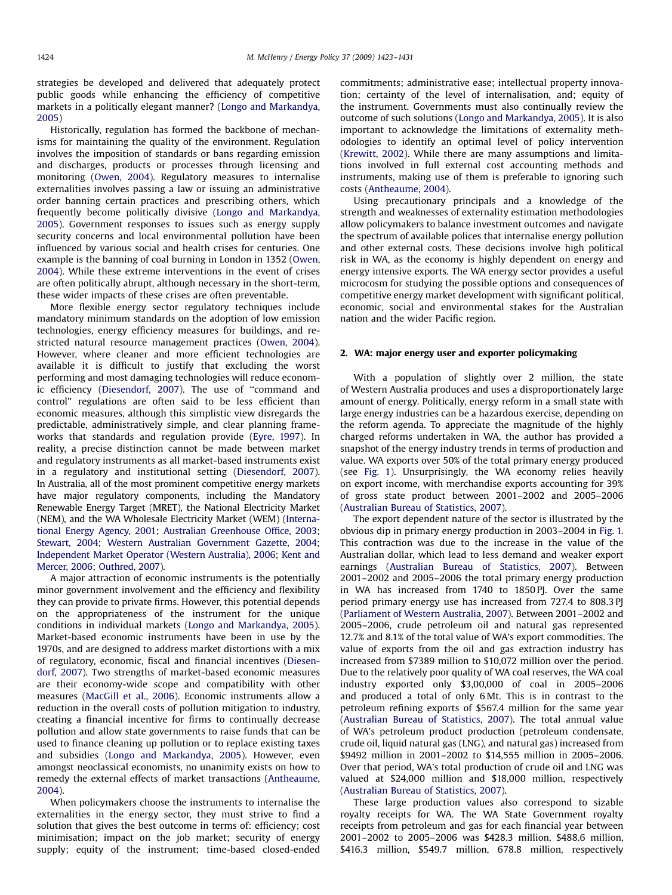strategies be developed and delivered that adequately protect public goods while enhancing the efficiency of competitive markets in a politically elegant manner? (Longo and Markandya, 2005)

Historically, regulation has formed the backbone of mechanisms for maintaining the quality of the environment. Regulation involves the imposition of standards or bans regarding emission and discharges, products or processes through licensing and monitoring (Owen, 2004). Regulatory measures to internalise externalities involves passing a law or issuing an administrative order banning certain practices and prescribing others, which frequently become politically divisive (Longo and Markandya, 2005). Government responses to issues such as energy supply security concerns and local environmental pollution have been influenced by various social and health crises for centuries. One example is the banning of coal burning in London in 1352 (Owen, 2004). While these extreme interventions in the event of crises are often politically abrupt, although necessary in the short-term, these wider impacts of these crises are often preventable.

More flexible energy sector regulatory techniques include mandatory minimum standards on the adoption of low emission technologies, energy efficiency measures for buildings, and restricted natural resource management practices (Owen, 2004). However, where cleaner and more efficient technologies are available it is difficult to justify that excluding the worst performing and most damaging technologies will reduce economic efficiency (Diesendorf, 2007). The use of "command and control" regulations are often said to be less efficient than economic measures, although this simplistic view disregards the predictable, administratively simple, and clear planning frameworks that standards and regulation provide (Eyre, 1997). In reality, a precise distinction cannot be made between market and regulatory instruments as all market-based instruments exist in a regulatory and institutional setting (Diesendorf, 2007). In Australia, all of the most prominent competitive energy markets have major regulatory components, including the Mandatory Renewable Energy Target (MRET), the National Electricity Market (NEM), and the WA Wholesale Electricity Market (WEM) (International Energy Agency, 2001; Australian Greenhouse Office, 2003; Stewart, 2004; Western Australian Government Gazette, 2004; Independent Market Operator (Western Australia), 2006; Kent and Mercer, 2006; Outhred, 2007).

A major attraction of economic instruments is the potentially minor government involvement and the efficiency and flexibility they can provide to private firms. However, this potential depends on the appropriateness of the instrument for the unique conditions in individual markets (Longo and Markandya, 2005). Market-based economic instruments have been in use by the 1970s, and are designed to address market distortions with a mix of regulatory, economic, fiscal and financial incentives (Diesendorf, 2007). Two strengths of market-based economic measures are their economy-wide scope and compatibility with other measures (MacGill et al., 2006). Economic instruments allow a reduction in the overall costs of pollution mitigation to industry, creating a financial incentive for firms to continually decrease pollution and allow state governments to raise funds that can be used to finance cleaning up pollution or to replace existing taxes and subsidies (Longo and Markandya, 2005). However, even amongst neoclassical economists, no unanimity exists on how to remedy the external effects of market transactions (Antheaume, 2004).

When policymakers choose the instruments to internalise the externalities in the energy sector, they must strive to find a solution that gives the best outcome in terms of: efficiency; cost minimisation; impact on the job market; security of energy supply; equity of the instrument; time-based closed-ended commitments; administrative ease; intellectual property innovation; certainty of the level of internalisation, and; equity of the instrument. Governments must also continually review the outcome of such solutions (Longo and Markandya, 2005). It is also important to acknowledge the limitations of externality methodologies to identify an optimal level of policy intervention (Krewitt, 2002). While there are many assumptions and limitations involved in full external cost accounting methods and instruments, making use of them is preferable to ignoring such costs (Antheaume, 2004).

Using precautionary principals and a knowledge of the strength and weaknesses of externality estimation methodologies allow policymakers to balance investment outcomes and navigate the spectrum of available polices that internalise energy pollution and other external costs. These decisions involve high political risk in WA, as the economy is highly dependent on energy and energy intensive exports. The WA energy sector provides a useful microcosm for studying the possible options and consequences of competitive energy market development with significant political, economic, social and environmental stakes for the Australian nation and the wider Pacific region.

## 2. WA: major energy user and exporter policymaking

With a population of slightly over 2 million, the state of Western Australia produces and uses a disproportionately large amount of energy. Politically, energy reform in a small state with large energy industries can be a hazardous exercise, depending on the reform agenda. To appreciate the magnitude of the highly charged reforms undertaken in WA, the author has provided a snapshot of the energy industry trends in terms of production and value. WA exports over 50% of the total primary energy produced (see Fig. 1). Unsurprisingly, the WA economy relies heavily on export income, with merchandise exports accounting for 39% of gross state product between 2001–2002 and 2005–2006 (Australian Bureau of Statistics, 2007).

The export dependent nature of the sector is illustrated by the obvious dip in primary energy production in 2003–2004 in Fig. 1. This contraction was due to the increase in the value of the Australian dollar, which lead to less demand and weaker export earnings (Australian Bureau of Statistics, 2007). Between 2001–2002 and 2005–2006 the total primary energy production in WA has increased from 1740 to 1850 PJ. Over the same period primary energy use has increased from 727.4 to 808.3 PJ (Parliament of Western Australia, 2007). Between 2001–2002 and 2005–2006, crude petroleum oil and natural gas represented 12.7% and 8.1% of the total value of WA's export commodities. The value of exports from the oil and gas extraction industry has increased from $7389 million to $10,072 million over the period. Due to the relatively poor quality of WA coal reserves, the WA coal industry exported only $3,00,000 of coal in 2005–2006 and produced a total of only 6 Mt. This is in contrast to the petroleum refining exports of $567.4 million for the same year (Australian Bureau of Statistics, 2007). The total annual value of WA's petroleum product production (petroleum condensate, crude oil, liquid natural gas (LNG), and natural gas) increased from $9492 million in 2001–2002 to $14,555 million in 2005–2006. Over that period, WA's total production of crude oil and LNG was valued at $24,000 million and $18,000 million, respectively (Australian Bureau of Statistics, 2007).

These large production values also correspond to sizable royalty receipts for WA. The WA State Government royalty receipts from petroleum and gas for each financial year between 2001–2002 to 2005–2006 was $428.3 million, $488.6 million, $416.3 million, $549.7 million, 678.8 million, respectively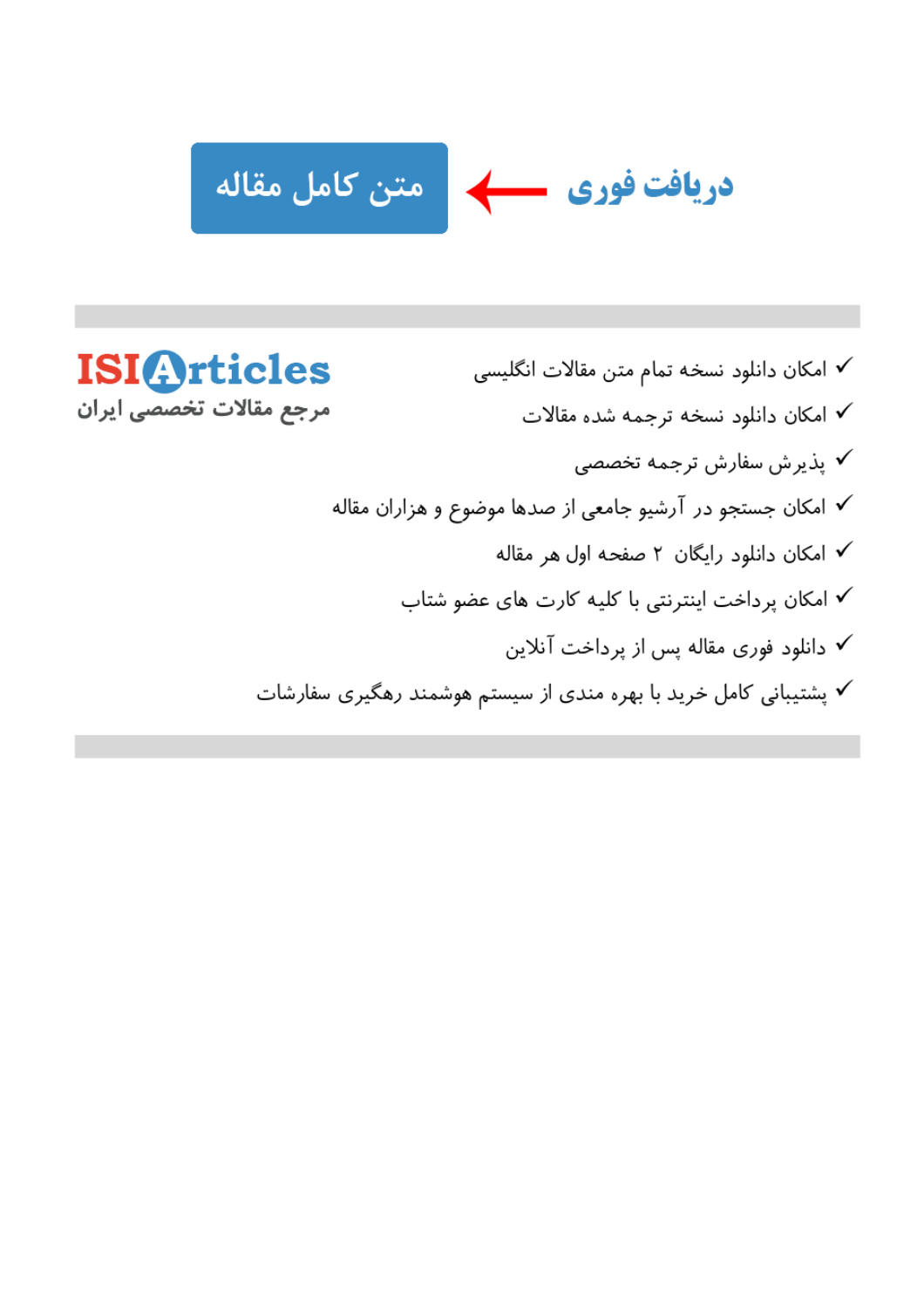دریافت فوری ← **متن کامل مقاله**

**ISIArticles**
مرجع مقالات تخصصی ایران

- ✓ امکان دانلود نسخه تمام متن مقالات انگلیسی
- ✓ امکان دانلود نسخه ترجمه شده مقالات
- ✓ پذیرش سفارش ترجمه تخصصی
- ✓ امکان جستجو در آرشیو جامعی از صدها موضوع و هزاران مقاله
- ✓ امکان دانلود رایگان ۲ صفحه اول هر مقاله
- ✓ امکان پرداخت اینترنتی با کلیه کارت های عضو شتاب
- ✓ دانلود فوری مقاله پس از پرداخت آنلاین
- ✓ پشتیبانی کامل خرید با بهره مندی از سیستم هوشمند رهگیری سفارشات